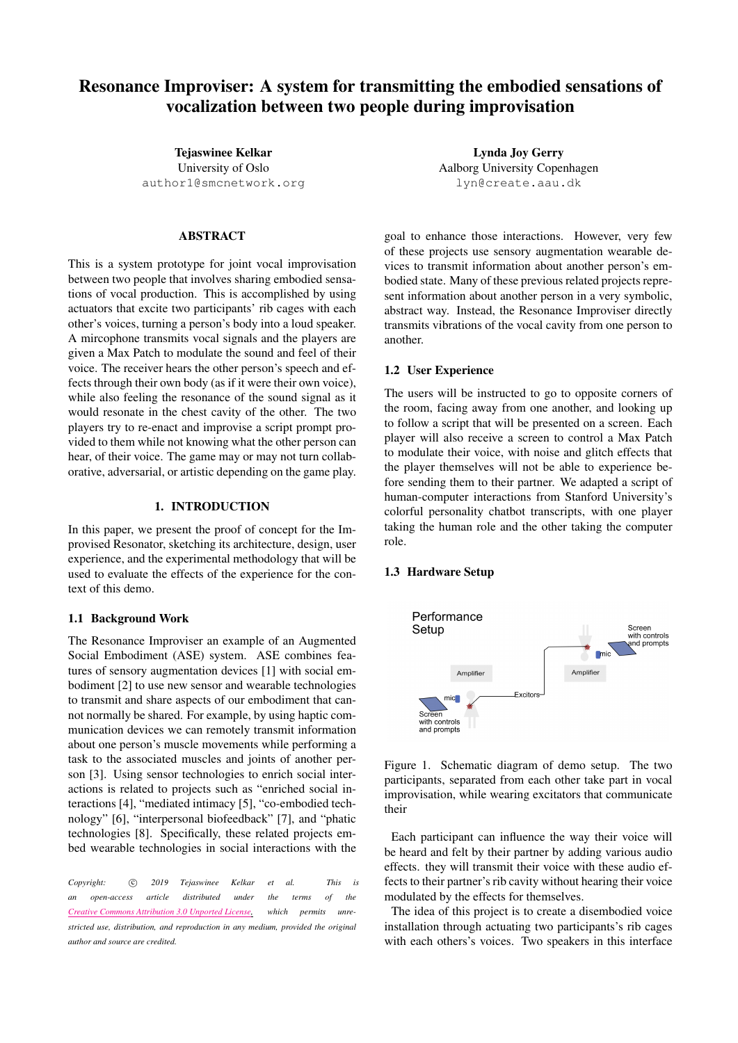# Resonance Improviser: A system for transmitting the embodied sensations of vocalization between two people during improvisation

**Tejaswinee Kelkar**
University of Oslo
author1@smcnetwork.org

**Lynda Joy Gerry**
Aalborg University Copenhagen
lyn@create.aau.dk

## ABSTRACT

This is a system prototype for joint vocal improvisation between two people that involves sharing embodied sensations of vocal production. This is accomplished by using actuators that excite two participants' rib cages with each other's voices, turning a person's body into a loud speaker. A mircophone transmits vocal signals and the players are given a Max Patch to modulate the sound and feel of their voice. The receiver hears the other person's speech and effects through their own body (as if it were their own voice), while also feeling the resonance of the sound signal as it would resonate in the chest cavity of the other. The two players try to re-enact and improvise a script prompt provided to them while not knowing what the other person can hear, of their voice. The game may or may not turn collaborative, adversarial, or artistic depending on the game play.

## 1. INTRODUCTION

In this paper, we present the proof of concept for the Improvised Resonator, sketching its architecture, design, user experience, and the experimental methodology that will be used to evaluate the effects of the experience for the context of this demo.

### 1.1 Background Work

The Resonance Improviser an example of an Augmented Social Embodiment (ASE) system. ASE combines features of sensory augmentation devices [1] with social embodiment [2] to use new sensor and wearable technologies to transmit and share aspects of our embodiment that cannot normally be shared. For example, by using haptic communication devices we can remotely transmit information about one person's muscle movements while performing a task to the associated muscles and joints of another person [3]. Using sensor technologies to enrich social interactions is related to projects such as "enriched social interactions [4], "mediated intimacy [5], "co-embodied technology" [6], "interpersonal biofeedback" [7], and "phatic technologies [8]. Specifically, these related projects embed wearable technologies in social interactions with the goal to enhance those interactions. However, very few of these projects use sensory augmentation wearable devices to transmit information about another person's embodied state. Many of these previous related projects represent information about another person in a very symbolic, abstract way. Instead, the Resonance Improviser directly transmits vibrations of the vocal cavity from one person to another.

### 1.2 User Experience

The users will be instructed to go to opposite corners of the room, facing away from one another, and looking up to follow a script that will be presented on a screen. Each player will also receive a screen to control a Max Patch to modulate their voice, with noise and glitch effects that the player themselves will not be able to experience before sending them to their partner. We adapted a script of human-computer interactions from Stanford University's colorful personality chatbot transcripts, with one player taking the human role and the other taking the computer role.

### 1.3 Hardware Setup

Figure 1. Schematic diagram of demo setup. The two participants, separated from each other take part in vocal improvisation, while wearing excitators that communicate their

Each participant can influence the way their voice will be heard and felt by their partner by adding various audio effects. they will transmit their voice with these audio effects to their partner's rib cavity without hearing their voice modulated by the effects for themselves.

The idea of this project is to create a disembodied voice installation through actuating two participants's rib cages with each others's voices. Two speakers in this interface

*Copyright: © 2019 Tejaswinee Kelkar et al. This is an open-access article distributed under the terms of the Creative Commons Attribution 3.0 Unported License, which permits unrestricted use, distribution, and reproduction in any medium, provided the original author and source are credited.*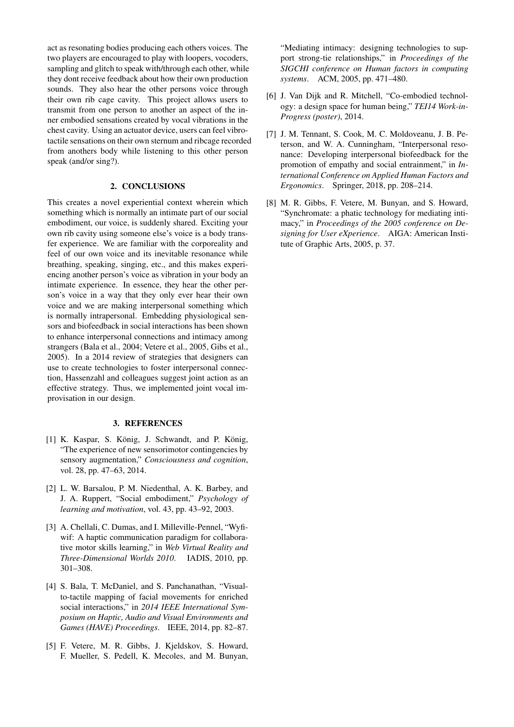act as resonating bodies producing each others voices. The two players are encouraged to play with loopers, vocoders, sampling and glitch to speak with/through each other, while they dont receive feedback about how their own production sounds. They also hear the other persons voice through their own rib cage cavity. This project allows users to transmit from one person to another an aspect of the inner embodied sensations created by vocal vibrations in the chest cavity. Using an actuator device, users can feel vibrotactile sensations on their own sternum and ribcage recorded from anothers body while listening to this other person speak (and/or sing?).

## 2. CONCLUSIONS

This creates a novel experiential context wherein which something which is normally an intimate part of our social embodiment, our voice, is suddenly shared. Exciting your own rib cavity using someone else's voice is a body transfer experience. We are familiar with the corporeality and feel of our own voice and its inevitable resonance while breathing, speaking, singing, etc., and this makes experiencing another person's voice as vibration in your body an intimate experience. In essence, they hear the other person's voice in a way that they only ever hear their own voice and we are making interpersonal something which is normally intrapersonal. Embedding physiological sensors and biofeedback in social interactions has been shown to enhance interpersonal connections and intimacy among strangers (Bala et al., 2004; Vetere et al., 2005, Gibs et al., 2005). In a 2014 review of strategies that designers can use to create technologies to foster interpersonal connection, Hassenzahl and colleagues suggest joint action as an effective strategy. Thus, we implemented joint vocal improvisation in our design.

## 3. REFERENCES

[1] K. Kaspar, S. König, J. Schwandt, and P. König, "The experience of new sensorimotor contingencies by sensory augmentation," *Consciousness and cognition*, vol. 28, pp. 47–63, 2014.

[2] L. W. Barsalou, P. M. Niedenthal, A. K. Barbey, and J. A. Ruppert, "Social embodiment," *Psychology of learning and motivation*, vol. 43, pp. 43–92, 2003.

[3] A. Chellali, C. Dumas, and I. Milleville-Pennel, "Wyfiwif: A haptic communication paradigm for collaborative motor skills learning," in *Web Virtual Reality and Three-Dimensional Worlds 2010*. IADIS, 2010, pp. 301–308.

[4] S. Bala, T. McDaniel, and S. Panchanathan, "Visual-to-tactile mapping of facial movements for enriched social interactions," in *2014 IEEE International Symposium on Haptic, Audio and Visual Environments and Games (HAVE) Proceedings*. IEEE, 2014, pp. 82–87.

[5] F. Vetere, M. R. Gibbs, J. Kjeldskov, S. Howard, F. Mueller, S. Pedell, K. Mecoles, and M. Bunyan, "Mediating intimacy: designing technologies to support strong-tie relationships," in *Proceedings of the SIGCHI conference on Human factors in computing systems*. ACM, 2005, pp. 471–480.

[6] J. Van Dijk and R. Mitchell, "Co-embodied technology: a design space for human being," *TEI14 Work-in-Progress (poster)*, 2014.

[7] J. M. Tennant, S. Cook, M. C. Moldoveanu, J. B. Peterson, and W. A. Cunningham, "Interpersonal resonance: Developing interpersonal biofeedback for the promotion of empathy and social entrainment," in *International Conference on Applied Human Factors and Ergonomics*. Springer, 2018, pp. 208–214.

[8] M. R. Gibbs, F. Vetere, M. Bunyan, and S. Howard, "Synchromate: a phatic technology for mediating intimacy," in *Proceedings of the 2005 conference on Designing for User eXperience*. AIGA: American Institute of Graphic Arts, 2005, p. 37.